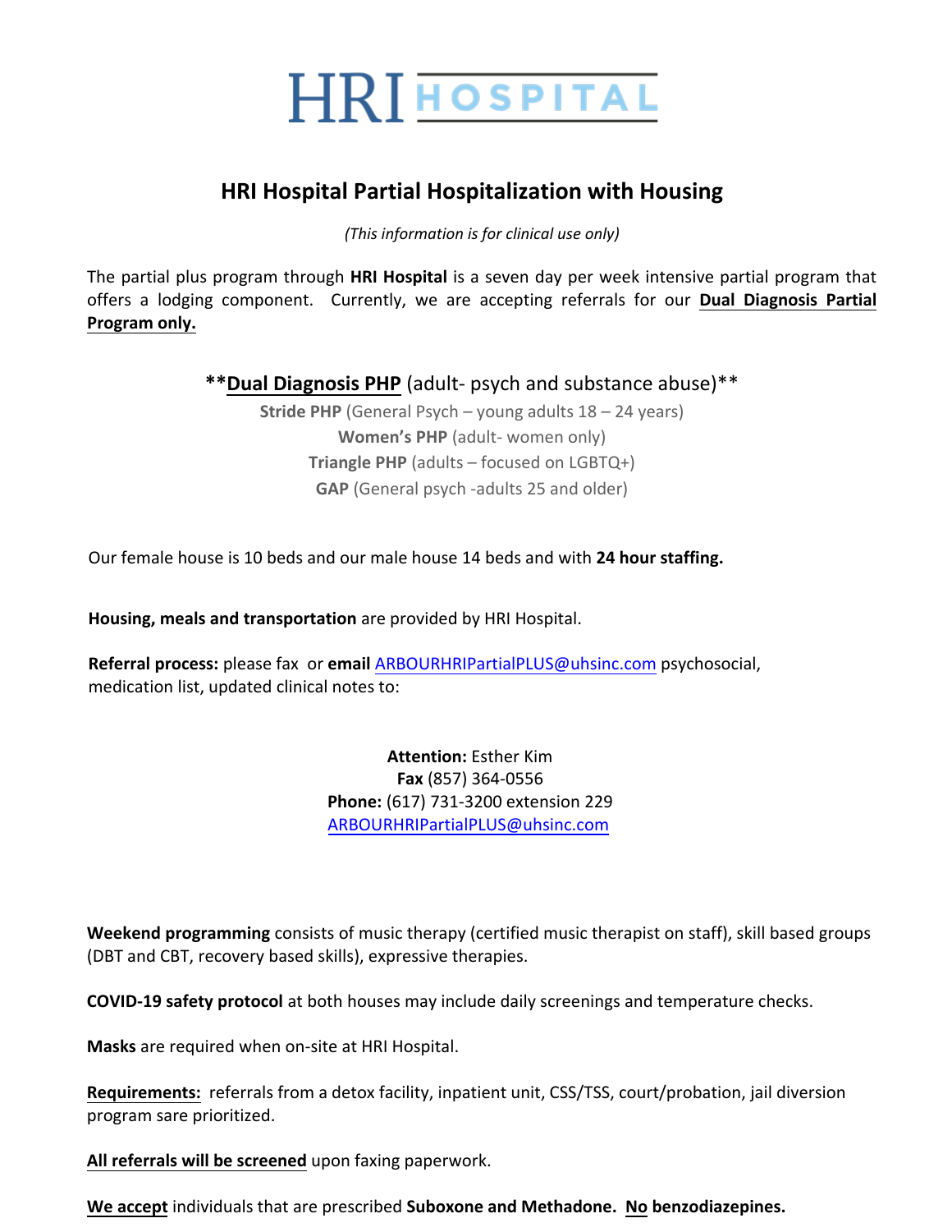# HRI HOSPITAL

## HRI Hospital Partial Hospitalization with Housing

*(This information is for clinical use only)*

The partial plus program through **HRI Hospital** is a seven day per week intensive partial program that offers a lodging component. Currently, we are accepting referrals for our **Dual Diagnosis Partial Program only.**

**Dual Diagnosis PHP** (adult- psych and substance abuse)**

**Stride PHP** (General Psych – young adults 18 – 24 years)
**Women's PHP** (adult- women only)
**Triangle PHP** (adults – focused on LGBTQ+)
**GAP** (General psych -adults 25 and older)

Our female house is 10 beds and our male house 14 beds and with **24 hour staffing.**

**Housing, meals and transportation** are provided by HRI Hospital.

**Referral process:** please fax or **email** ARBOURHRIPartialPLUS@uhsinc.com psychosocial, medication list, updated clinical notes to:

**Attention:** Esther Kim
**Fax** (857) 364-0556
**Phone:** (617) 731-3200 extension 229
ARBOURHRIPartialPLUS@uhsinc.com

**Weekend programming** consists of music therapy (certified music therapist on staff), skill based groups (DBT and CBT, recovery based skills), expressive therapies.

**COVID-19 safety protocol** at both houses may include daily screenings and temperature checks.

**Masks** are required when on-site at HRI Hospital.

**Requirements:** referrals from a detox facility, inpatient unit, CSS/TSS, court/probation, jail diversion program sare prioritized.

**All referrals will be screened** upon faxing paperwork.

**We accept** individuals that are prescribed **Suboxone and Methadone. No benzodiazepines.**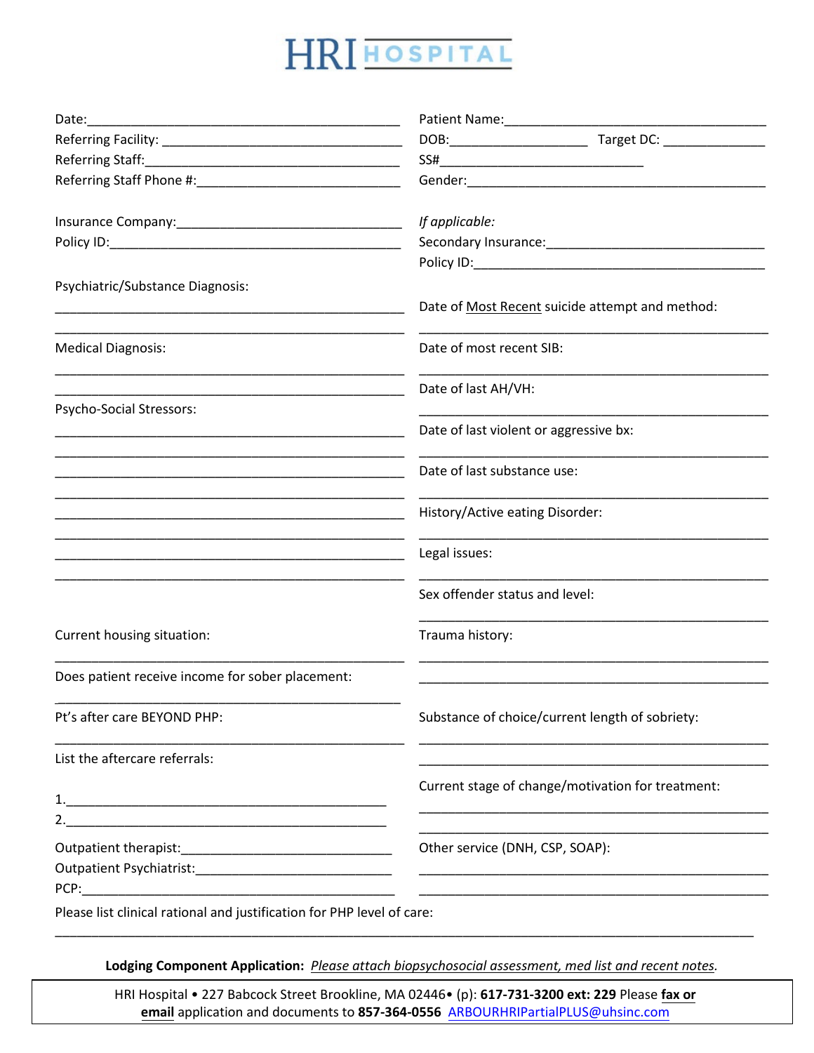# HRI HOSPITAL

Date:____________________________________________

Referring Facility: ________________________________

Referring Staff:___________________________________

Referring Staff Phone #:____________________________

Insurance Company:_______________________________

Policy ID:________________________________________

Psychiatric/Substance Diagnosis:

_________________________________________________

_________________________________________________

Medical Diagnosis:

_________________________________________________

_________________________________________________

Psycho-Social Stressors:

_________________________________________________

_________________________________________________

_________________________________________________

_________________________________________________

_________________________________________________

_________________________________________________

_________________________________________________

_________________________________________________

Current housing situation:

_________________________________________________

Does patient receive income for sober placement:

_________________________________________________

Pt's after care BEYOND PHP:

_________________________________________________

List the aftercare referrals:

1.______________________________________________

2.______________________________________________

Outpatient therapist:_____________________________

Outpatient Psychiatrist:___________________________

PCP:____________________________________________

Patient Name:____________________________________

DOB:___________________ Target DC: ______________

SS#____________________________

Gender:__________________________________________

*If applicable:*

Secondary Insurance:______________________________

Policy ID:________________________________________

Date of Most Recent suicide attempt and method:

_________________________________________________

Date of most recent SIB:

_________________________________________________

Date of last AH/VH:

_________________________________________________

Date of last violent or aggressive bx:

_________________________________________________

Date of last substance use:

_________________________________________________

History/Active eating Disorder:

_________________________________________________

Legal issues:

_________________________________________________

Sex offender status and level:

_________________________________________________

Trauma history:

_________________________________________________

_________________________________________________

Substance of choice/current length of sobriety:

_________________________________________________

_________________________________________________

Current stage of change/motivation for treatment:

_________________________________________________

_________________________________________________

Other service (DNH, CSP, SOAP):

_________________________________________________

_________________________________________________

Please list clinical rational and justification for PHP level of care:

__________________________________________________________________________________________

**Lodging Component Application:** *Please attach biopsychosocial assessment, med list and recent notes.*

HRI Hospital • 227 Babcock Street Brookline, MA 02446• (p): **617-731-3200 ext: 229** Please **fax or email** application and documents to **857-364-0556** ARBOURHRIPartialPLUS@uhsinc.com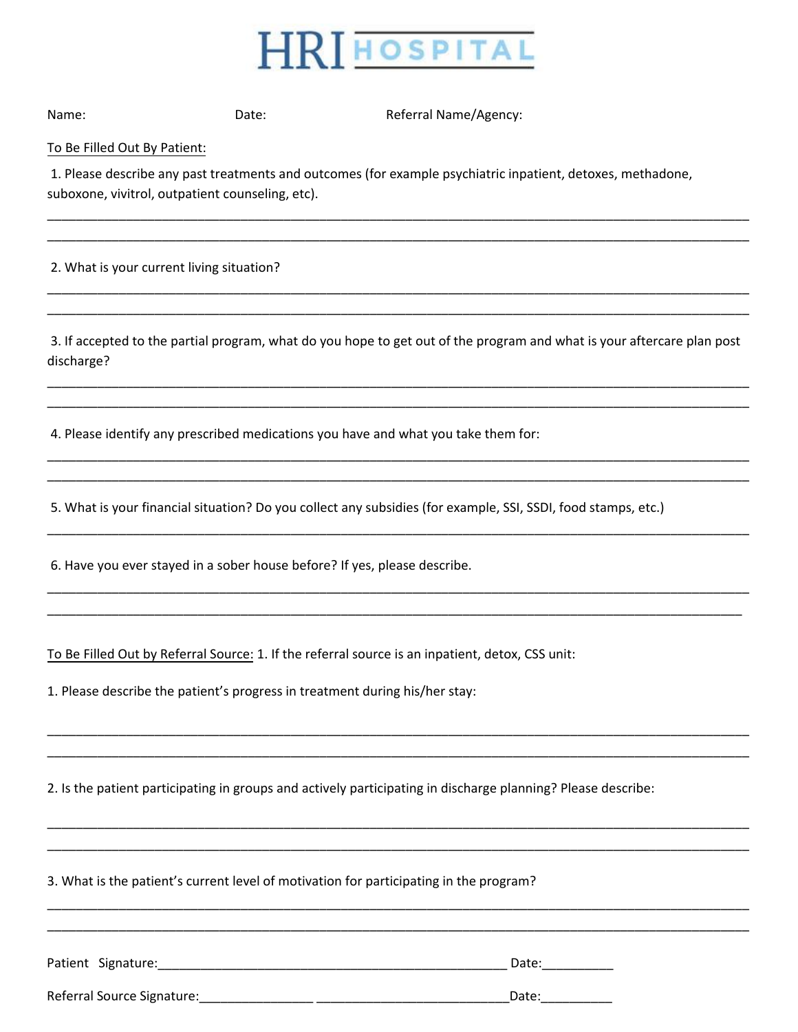# HRI HOSPITAL

Name: Date: Referral Name/Agency:

To Be Filled Out By Patient:

1. Please describe any past treatments and outcomes (for example psychiatric inpatient, detoxes, methadone, suboxone, vivitrol, outpatient counseling, etc).

______________________________________________________________________________________

______________________________________________________________________________________

2. What is your current living situation?

______________________________________________________________________________________

______________________________________________________________________________________

3. If accepted to the partial program, what do you hope to get out of the program and what is your aftercare plan post discharge?

______________________________________________________________________________________

______________________________________________________________________________________

4. Please identify any prescribed medications you have and what you take them for:

______________________________________________________________________________________

______________________________________________________________________________________

5. What is your financial situation? Do you collect any subsidies (for example, SSI, SSDI, food stamps, etc.)

______________________________________________________________________________________

6. Have you ever stayed in a sober house before? If yes, please describe.

______________________________________________________________________________________

______________________________________________________________________________________

To Be Filled Out by Referral Source: 1. If the referral source is an inpatient, detox, CSS unit:

1. Please describe the patient's progress in treatment during his/her stay:

______________________________________________________________________________________

______________________________________________________________________________________

2. Is the patient participating in groups and actively participating in discharge planning? Please describe:

______________________________________________________________________________________

______________________________________________________________________________________

3. What is the patient's current level of motivation for participating in the program?

______________________________________________________________________________________

______________________________________________________________________________________

Patient Signature:_______________________________________________ Date:__________

Referral Source Signature:________________ ___________________________Date:__________